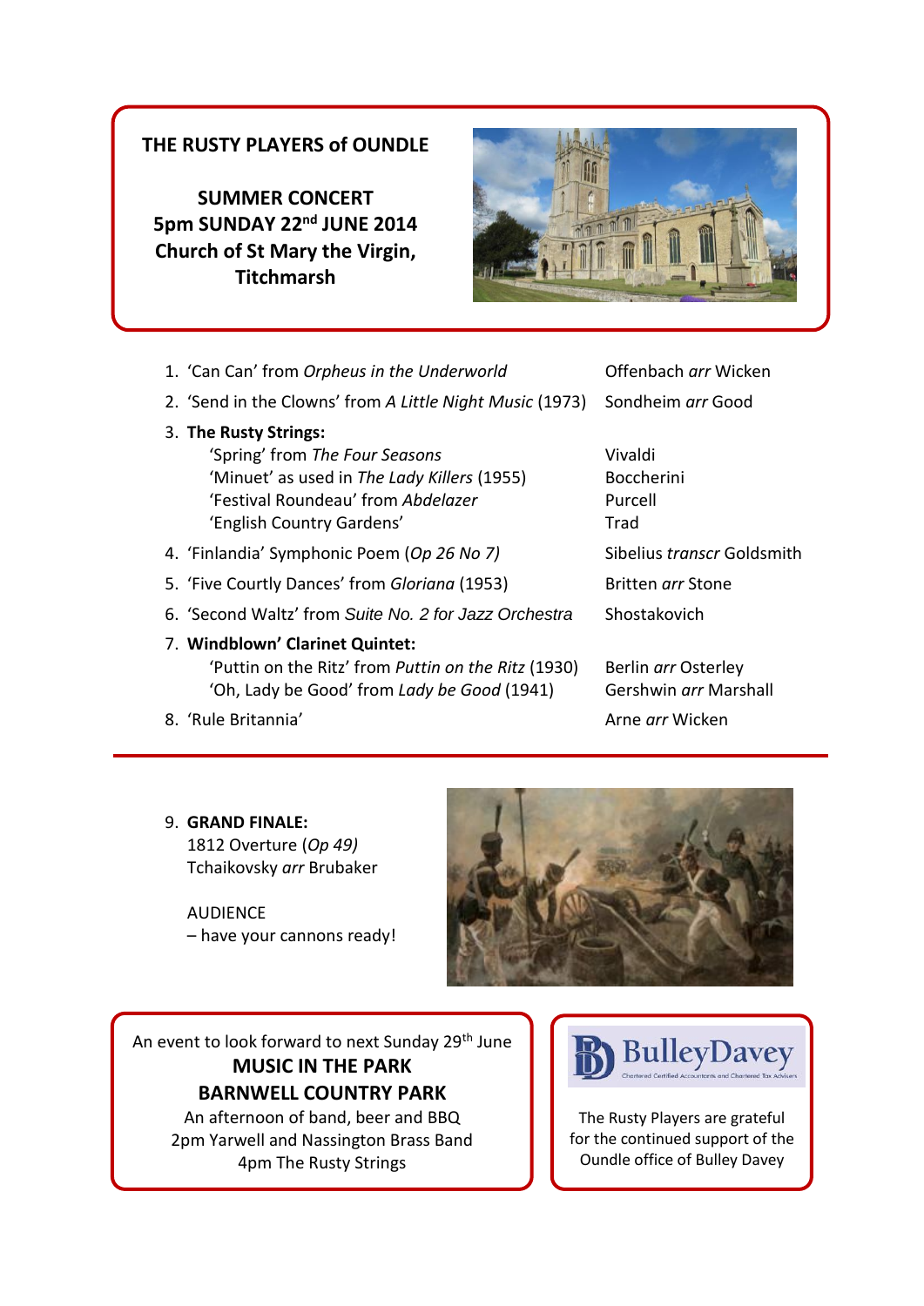# THE RUSTY PLAYERS of OUNDLE

## SUMMER CONCERT
## 5pm SUNDAY 22nd JUNE 2014
## Church of St Mary the Virgin, Titchmarsh

1. 'Can Can' from *Orpheus in the Underworld* — Offenbach *arr* Wicken
2. 'Send in the Clowns' from *A Little Night Music* (1973) — Sondheim *arr* Good
3. **The Rusty Strings:**
   - 'Spring' from *The Four Seasons* — Vivaldi
   - 'Minuet' as used in *The Lady Killers* (1955) — Boccherini
   - 'Festival Roundeau' from *Abdelazer* — Purcell
   - 'English Country Gardens' — Trad
4. 'Finlandia' Symphonic Poem (*Op 26 No 7)* — Sibelius *transcr* Goldsmith
5. 'Five Courtly Dances' from *Gloriana* (1953) — Britten *arr* Stone
6. 'Second Waltz' from *Suite No. 2 for Jazz Orchestra* — Shostakovich
7. **Windblown' Clarinet Quintet:**
   - 'Puttin on the Ritz' from *Puttin on the Ritz* (1930) — Berlin *arr* Osterley
   - 'Oh, Lady be Good' from *Lady be Good* (1941) — Gershwin *arr* Marshall
8. 'Rule Britannia' — Arne *arr* Wicken

---

9. **GRAND FINALE:**
   1812 Overture (*Op 49)*
   Tchaikovsky *arr* Brubaker

   AUDIENCE
   – have your cannons ready!

---

An event to look forward to next Sunday 29th June

**MUSIC IN THE PARK**

**BARNWELL COUNTRY PARK**

An afternoon of band, beer and BBQ
2pm Yarwell and Nassington Brass Band
4pm The Rusty Strings

---

BulleyDavey
Chartered Certified Accountants and Chartered Tax Advisers

The Rusty Players are grateful for the continued support of the Oundle office of Bulley Davey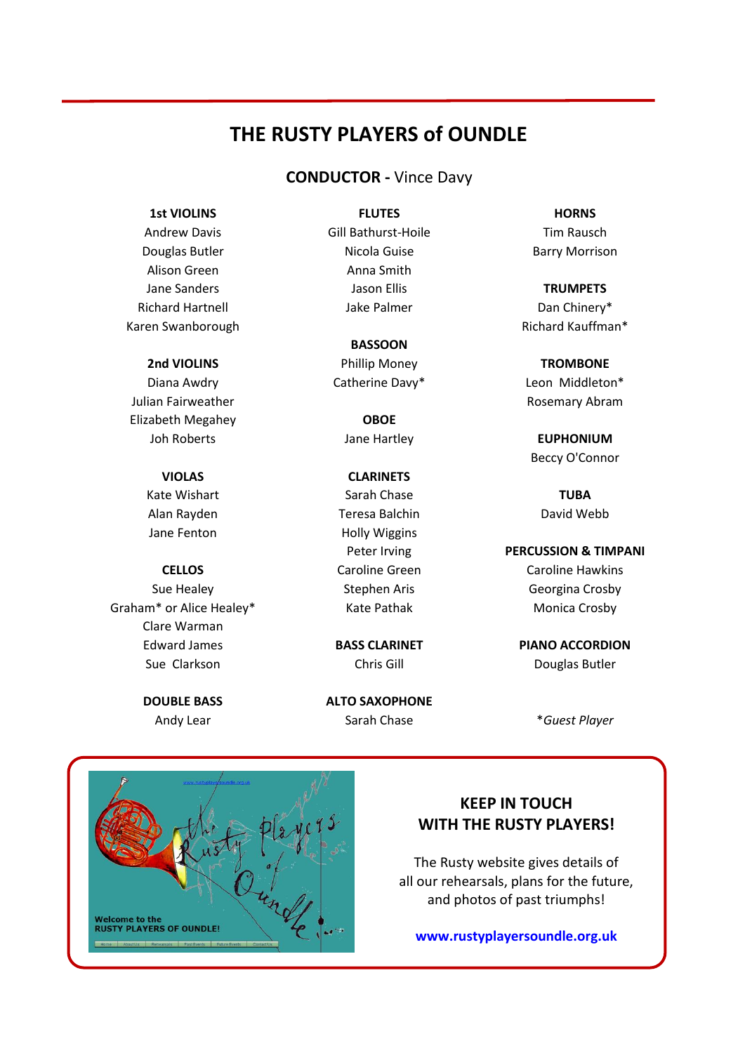# THE RUSTY PLAYERS of OUNDLE

## CONDUCTOR - Vince Davy

**1st VIOLINS**
Andrew Davis
Douglas Butler
Alison Green
Jane Sanders
Richard Hartnell
Karen Swanborough

**2nd VIOLINS**
Diana Awdry
Julian Fairweather
Elizabeth Megahey
Joh Roberts

**VIOLAS**
Kate Wishart
Alan Rayden
Jane Fenton

**CELLOS**
Sue Healey
Graham* or Alice Healey*
Clare Warman
Edward James
Sue Clarkson

**DOUBLE BASS**
Andy Lear

**FLUTES**
Gill Bathurst-Hoile
Nicola Guise
Anna Smith
Jason Ellis
Jake Palmer

**BASSOON**
Phillip Money
Catherine Davy*

**OBOE**
Jane Hartley

**CLARINETS**
Sarah Chase
Teresa Balchin
Holly Wiggins
Peter Irving
Caroline Green
Stephen Aris
Kate Pathak

**BASS CLARINET**
Chris Gill

**ALTO SAXOPHONE**
Sarah Chase

**HORNS**
Tim Rausch
Barry Morrison

**TRUMPETS**
Dan Chinery*
Richard Kauffman*

**TROMBONE**
Leon Middleton*
Rosemary Abram

**EUPHONIUM**
Beccy O'Connor

**TUBA**
David Webb

**PERCUSSION & TIMPANI**
Caroline Hawkins
Georgina Crosby
Monica Crosby

**PIANO ACCORDION**
Douglas Butler

**Guest Player*

### KEEP IN TOUCH WITH THE RUSTY PLAYERS!

The Rusty website gives details of all our rehearsals, plans for the future, and photos of past triumphs!

**www.rustyplayersoundle.org.uk**